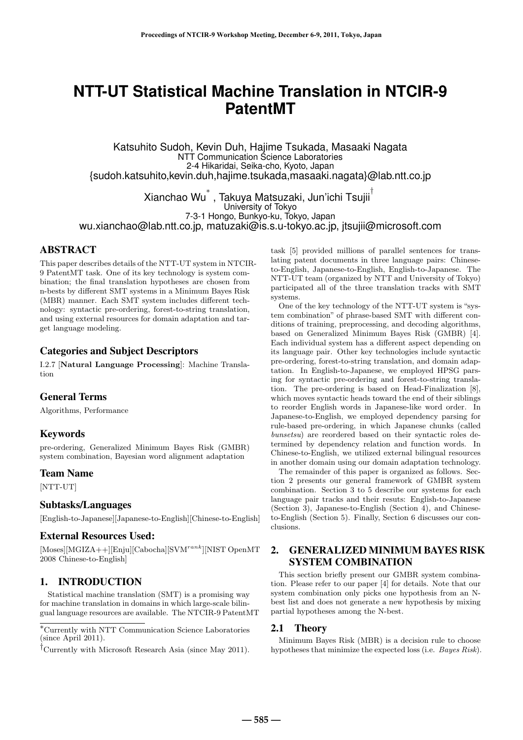# NTT-UT Statistical Machine Translation in NTCIR-9 PatentMT

Katsuhito Sudoh, Kevin Duh, Hajime Tsukada, Masaaki Nagata
NTT Communication Science Laboratories
2-4 Hikaridai, Seika-cho, Kyoto, Japan
{sudoh.katsuhito,kevin.duh,hajime.tsukada,masaaki.nagata}@lab.ntt.co.jp

Xianchao Wu[*], Takuya Matsuzaki, Jun'ichi Tsujii[†]
University of Tokyo
7-3-1 Hongo, Bunkyo-ku, Tokyo, Japan
wu.xianchao@lab.ntt.co.jp, matuzaki@is.s.u-tokyo.ac.jp, jtsujii@microsoft.com

## ABSTRACT

This paper describes details of the NTT-UT system in NTCIR-9 PatentMT task. One of its key technology is system combination; the final translation hypotheses are chosen from n-bests by different SMT systems in a Minimum Bayes Risk (MBR) manner. Each SMT system includes different technology: syntactic pre-ordering, forest-to-string translation, and using external resources for domain adaptation and target language modeling.

## Categories and Subject Descriptors

I.2.7 [**Natural Language Processing**]: Machine Translation

## General Terms

Algorithms, Performance

## Keywords

pre-ordering, Generalized Minimum Bayes Risk (GMBR) system combination, Bayesian word alignment adaptation

## Team Name

[NTT-UT]

## Subtasks/Languages

[English-to-Japanese][Japanese-to-English][Chinese-to-English]

## External Resources Used:

[Moses][MGIZA++][Enju][Cabocha][SVM$^{rank}$][NIST OpenMT 2008 Chinese-to-English]

## 1. INTRODUCTION

Statistical machine translation (SMT) is a promising way for machine translation in domains in which large-scale bilingual language resources are available. The NTCIR-9 PatentMT task [5] provided millions of parallel sentences for translating patent documents in three language pairs: Chinese-to-English, Japanese-to-English, English-to-Japanese. The NTT-UT team (organized by NTT and University of Tokyo) participated all of the three translation tracks with SMT systems.

One of the key technology of the NTT-UT system is "system combination" of phrase-based SMT with different conditions of training, preprocessing, and decoding algorithms, based on Generalized Minimum Bayes Risk (GMBR) [4]. Each individual system has a different aspect depending on its language pair. Other key technologies include syntactic pre-ordering, forest-to-string translation, and domain adaptation. In English-to-Japanese, we employed HPSG parsing for syntactic pre-ordering and forest-to-string translation. The pre-ordering is based on Head-Finalization [8], which moves syntactic heads toward the end of their siblings to reorder English words in Japanese-like word order. In Japanese-to-English, we employed dependency parsing for rule-based pre-ordering, in which Japanese chunks (called *bunsetsu*) are reordered based on their syntactic roles determined by dependency relation and function words. In Chinese-to-English, we utilized external bilingual resources in another domain using our domain adaptation technology.

The remainder of this paper is organized as follows. Section 2 presents our general framework of GMBR system combination. Section 3 to 5 describe our systems for each language pair tracks and their resuts: English-to-Japanese (Section 3), Japanese-to-English (Section 4), and Chinese-to-English (Section 5). Finally, Section 6 discusses our conclusions.

## 2. GENERALIZED MINIMUM BAYES RISK SYSTEM COMBINATION

This section briefly present our GMBR system combination. Please refer to our paper [4] for details. Note that our system combination only picks one hypothesis from an N-best list and does not generate a new hypothesis by mixing partial hypotheses among the N-best.

### 2.1 Theory

Minimum Bayes Risk (MBR) is a decision rule to choose hypotheses that minimize the expected loss (i.e. *Bayes Risk*).

[*]Currently with NTT Communication Science Laboratories (since April 2011).

[†]Currently with Microsoft Research Asia (since May 2011).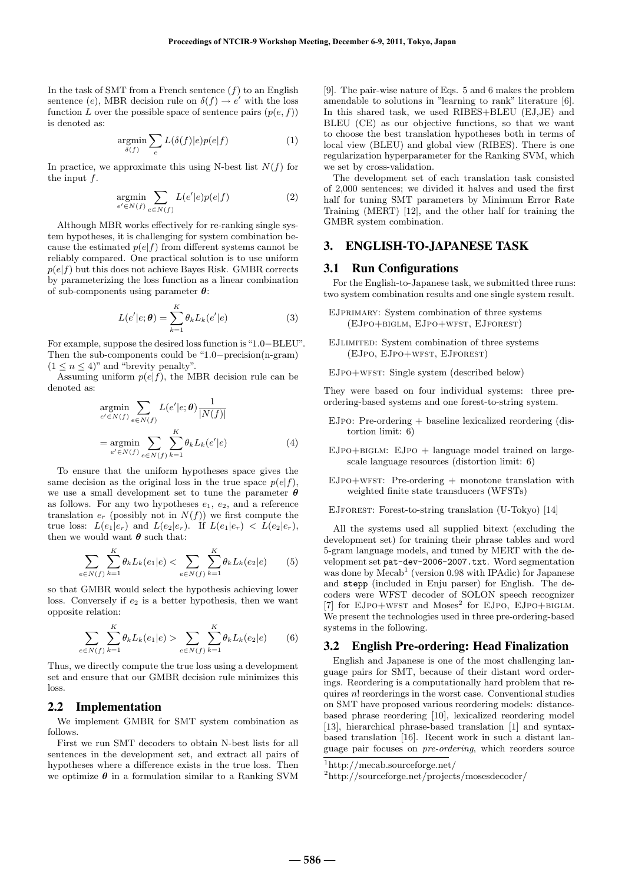In the task of SMT from a French sentence ($f$) to an English sentence ($e$), MBR decision rule on $\delta(f) \rightarrow e'$ with the loss function $L$ over the possible space of sentence pairs ($p(e,f)$) is denoted as:

$$\underset{\delta(f)}{\operatorname{argmin}} \sum_{e} L(\delta(f)|e)p(e|f) \tag{1}$$

In practice, we approximate this using N-best list $N(f)$ for the input $f$.

$$\underset{e' \in N(f)}{\operatorname{argmin}} \sum_{e \in N(f)} L(e'|e)p(e|f) \tag{2}$$

Although MBR works effectively for re-ranking single system hypotheses, it is challenging for system combination because the estimated $p(e|f)$ from different systems cannot be reliably compared. One practical solution is to use uniform $p(e|f)$ but this does not achieve Bayes Risk. GMBR corrects by parameterizing the loss function as a linear combination of sub-components using parameter $\boldsymbol{\theta}$:

$$L(e'|e;\boldsymbol{\theta}) = \sum_{k=1}^{K} \theta_k L_k(e'|e) \tag{3}$$

For example, suppose the desired loss function is "1.0−BLEU". Then the sub-components could be "1.0−precision(n-gram) ($1 \leq n \leq 4$)" and "brevity penalty".

Assuming uniform $p(e|f)$, the MBR decision rule can be denoted as:

$$\begin{aligned}
&\underset{e' \in N(f)}{\operatorname{argmin}} \sum_{e \in N(f)} L(e'|e;\boldsymbol{\theta}) \frac{1}{|N(f)|} \\
&= \underset{e' \in N(f)}{\operatorname{argmin}} \sum_{e \in N(f)} \sum_{k=1}^{K} \theta_k L_k(e'|e)
\end{aligned} \tag{4}$$

To ensure that the uniform hypotheses space gives the same decision as the original loss in the true space $p(e|f)$, we use a small development set to tune the parameter $\boldsymbol{\theta}$ as follows. For any two hypotheses $e_1$, $e_2$, and a reference translation $e_r$ (possibly not in $N(f)$) we first compute the true loss: $L(e_1|e_r)$ and $L(e_2|e_r)$. If $L(e_1|e_r) < L(e_2|e_r)$, then we would want $\boldsymbol{\theta}$ such that:

$$\sum_{e \in N(f)} \sum_{k=1}^{K} \theta_k L_k(e_1|e) < \sum_{e \in N(f)} \sum_{k=1}^{K} \theta_k L_k(e_2|e) \tag{5}$$

so that GMBR would select the hypothesis achieving lower loss. Conversely if $e_2$ is a better hypothesis, then we want opposite relation:

$$\sum_{e \in N(f)} \sum_{k=1}^{K} \theta_k L_k(e_1|e) > \sum_{e \in N(f)} \sum_{k=1}^{K} \theta_k L_k(e_2|e) \tag{6}$$

Thus, we directly compute the true loss using a development set and ensure that our GMBR decision rule minimizes this loss.

## 2.2 Implementation

We implement GMBR for SMT system combination as follows.

First we run SMT decoders to obtain N-best lists for all sentences in the development set, and extract all pairs of hypotheses where a difference exists in the true loss. Then we optimize $\boldsymbol{\theta}$ in a formulation similar to a Ranking SVM [9]. The pair-wise nature of Eqs. 5 and 6 makes the problem amendable to solutions in "learning to rank" literature [6]. In this shared task, we used RIBES+BLEU (EJ,JE) and BLEU (CE) as our objective functions, so that we want to choose the best translation hypotheses both in terms of local view (BLEU) and global view (RIBES). There is one regularization hyperparameter for the Ranking SVM, which we set by cross-validation.

The development set of each translation task consisted of 2,000 sentences; we divided it halves and used the first half for tuning SMT parameters by Minimum Error Rate Training (MERT) [12], and the other half for training the GMBR system combination.

# 3. ENGLISH-TO-JAPANESE TASK

## 3.1 Run Configurations

For the English-to-Japanese task, we submitted three runs: two system combination results and one single system result.

- EJPRIMARY: System combination of three systems (EJPO+BIGLM, EJPO+WFST, EJFOREST)
- EJLIMITED: System combination of three systems (EJPO, EJPO+WFST, EJFOREST)
- EJPO+WFST: Single system (described below)

They were based on four individual systems: three pre-ordering-based systems and one forest-to-string system.

- EJPO: Pre-ordering + baseline lexicalized reordering (distortion limit: 6)
- EJPO+BIGLM: EJPO + language model trained on large-scale language resources (distortion limit: 6)
- EJPO+WFST: Pre-ordering + monotone translation with weighted finite state transducers (WFSTs)
- EJFOREST: Forest-to-string translation (U-Tokyo) [14]

All the systems used all supplied bitext (excluding the development set) for training their phrase tables and word 5-gram language models, and tuned by MERT with the development set `pat-dev-2006-2007.txt`. Word segmentation was done by Mecab[1] (version 0.98 with IPAdic) for Japanese and stepp (included in Enju parser) for English. The decoders were WFST decoder of SOLON speech recognizer [7] for EJPO+WFST and Moses[2] for EJPO, EJPO+BIGLM. We present the technologies used in three pre-ordering-based systems in the following.

## 3.2 English Pre-ordering: Head Finalization

English and Japanese is one of the most challenging language pairs for SMT, because of their distant word orderings. Reordering is a computationally hard problem that requires $n!$ reorderings in the worst case. Conventional studies on SMT have proposed various reordering models: distance-based phrase reordering [10], lexicalized reordering model [13], hierarchical phrase-based translation [1] and syntax-based translation [16]. Recent work in such a distant language pair focuses on *pre-ordering*, which reorders source

[1] http://mecab.sourceforge.net/

[2] http://sourceforge.net/projects/mosesdecoder/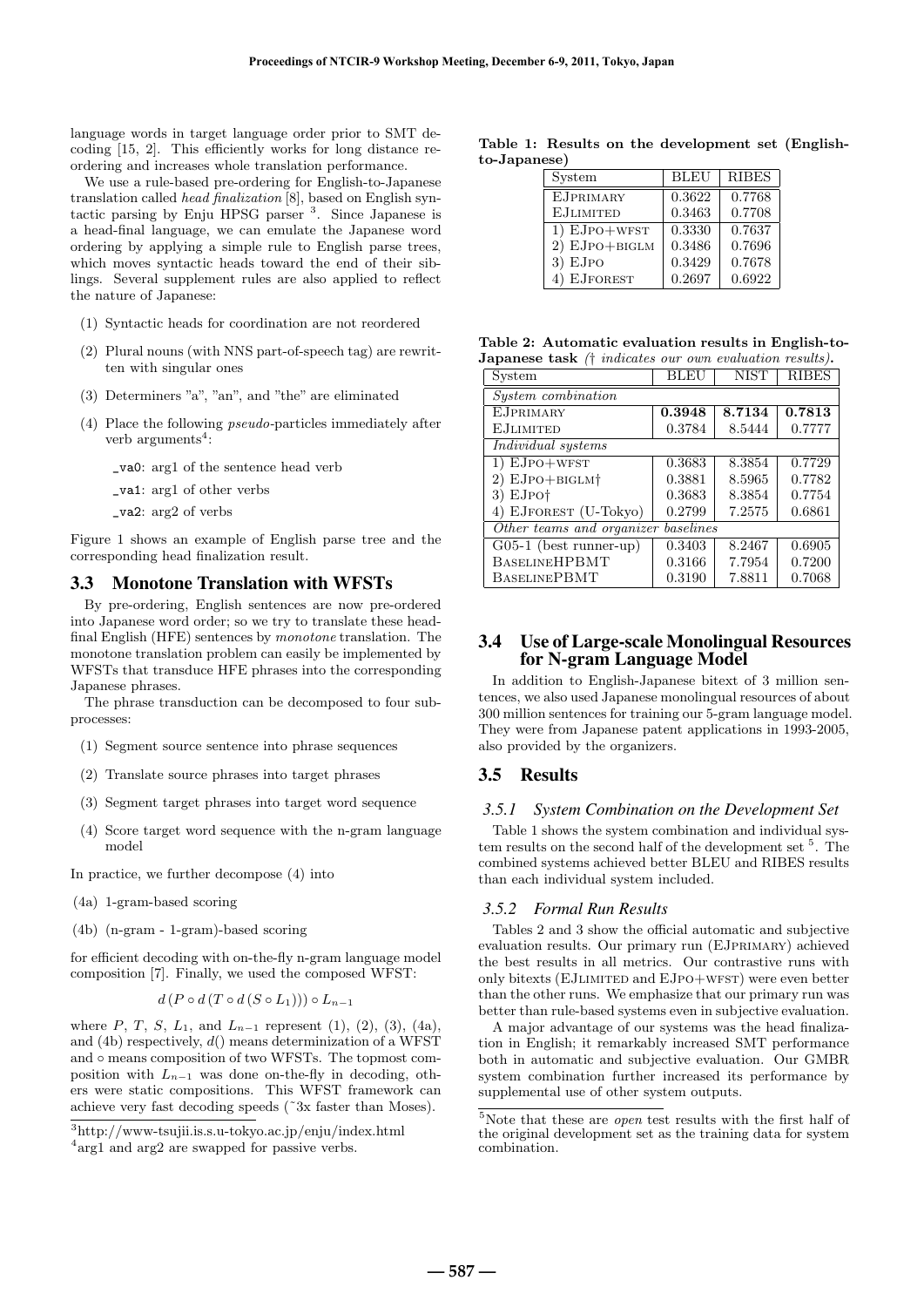language words in target language order prior to SMT decoding [15, 2]. This efficiently works for long distance reordering and increases whole translation performance.

We use a rule-based pre-ordering for English-to-Japanese translation called *head finalization* [8], based on English syntactic parsing by Enju HPSG parser [3]. Since Japanese is a head-final language, we can emulate the Japanese word ordering by applying a simple rule to English parse trees, which moves syntactic heads toward the end of their siblings. Several supplement rules are also applied to reflect the nature of Japanese:

(1) Syntactic heads for coordination are not reordered

(2) Plural nouns (with NNS part-of-speech tag) are rewritten with singular ones

(3) Determiners "a", "an", and "the" are eliminated

(4) Place the following *pseudo*-particles immediately after verb arguments[4]:

 _va0: arg1 of the sentence head verb

 _va1: arg1 of other verbs

 _va2: arg2 of verbs

Figure 1 shows an example of English parse tree and the corresponding head finalization result.

### 3.3 Monotone Translation with WFSTs

By pre-ordering, English sentences are now pre-ordered into Japanese word order; so we try to translate these head-final English (HFE) sentences by *monotone* translation. The monotone translation problem can easily be implemented by WFSTs that transduce HFE phrases into the corresponding Japanese phrases.

The phrase transduction can be decomposed to four sub-processes:

(1) Segment source sentence into phrase sequences

(2) Translate source phrases into target phrases

(3) Segment target phrases into target word sequence

(4) Score target word sequence with the n-gram language model

In practice, we further decompose (4) into

(4a) 1-gram-based scoring

(4b) (n-gram - 1-gram)-based scoring

for efficient decoding with on-the-fly n-gram language model composition [7]. Finally, we used the composed WFST:

$$d\left(P \circ d\left(T \circ d\left(S \circ L_1\right)\right)\right) \circ L_{n-1}$$

where $P$, $T$, $S$, $L_1$, and $L_{n-1}$ represent (1), (2), (3), (4a), and (4b) respectively, $d()$ means determinization of a WFST and $\circ$ means composition of two WFSTs. The topmost composition with $L_{n-1}$ was done on-the-fly in decoding, others were static compositions. This WFST framework can achieve very fast decoding speeds (~3x faster than Moses).

[3]http://www-tsujii.is.s.u-tokyo.ac.jp/enju/index.html

[4]arg1 and arg2 are swapped for passive verbs.

**Table 1: Results on the development set (English-to-Japanese)**

| System | BLEU | RIBES |
|---|---|---|
| EJPRIMARY | 0.3622 | 0.7768 |
| EJLIMITED | 0.3463 | 0.7708 |
| 1) EJPO+WFST | 0.3330 | 0.7637 |
| 2) EJPO+BIGLM | 0.3486 | 0.7696 |
| 3) EJPO | 0.3429 | 0.7678 |
| 4) EJFOREST | 0.2697 | 0.6922 |

**Table 2: Automatic evaluation results in English-to-Japanese task** *(† indicates our own evaluation results)***.**

| System | BLEU | NIST | RIBES |
|---|---|---|---|
| *System combination* | | | |
| EJPRIMARY | **0.3948** | **8.7134** | **0.7813** |
| EJLIMITED | 0.3784 | 8.5444 | 0.7777 |
| *Individual systems* | | | |
| 1) EJPO+WFST | 0.3683 | 8.3854 | 0.7729 |
| 2) EJPO+BIGLM† | 0.3881 | 8.5965 | 0.7782 |
| 3) EJPO† | 0.3683 | 8.3854 | 0.7754 |
| 4) EJFOREST (U-Tokyo) | 0.2799 | 7.2575 | 0.6861 |
| *Other teams and organizer baselines* | | | |
| G05-1 (best runner-up) | 0.3403 | 8.2467 | 0.6905 |
| BASELINEHPBMT | 0.3166 | 7.7954 | 0.7200 |
| BASELINEPBMT | 0.3190 | 7.8811 | 0.7068 |

### 3.4 Use of Large-scale Monolingual Resources for N-gram Language Model

In addition to English-Japanese bitext of 3 million sentences, we also used Japanese monolingual resources of about 300 million sentences for training our 5-gram language model. They were from Japanese patent applications in 1993-2005, also provided by the organizers.

### 3.5 Results

#### 3.5.1 System Combination on the Development Set

Table 1 shows the system combination and individual system results on the second half of the development set [5]. The combined systems achieved better BLEU and RIBES results than each individual system included.

#### 3.5.2 Formal Run Results

Tables 2 and 3 show the official automatic and subjective evaluation results. Our primary run (EJPRIMARY) achieved the best results in all metrics. Our contrastive runs with only bitexts (EJLIMITED and EJPO+WFST) were even better than the other runs. We emphasize that our primary run was better than rule-based systems even in subjective evaluation.

A major advantage of our systems was the head finalization in English; it remarkably increased SMT performance both in automatic and subjective evaluation. Our GMBR system combination further increased its performance by supplemental use of other system outputs.

[5]Note that these are *open* test results with the first half of the original development set as the training data for system combination.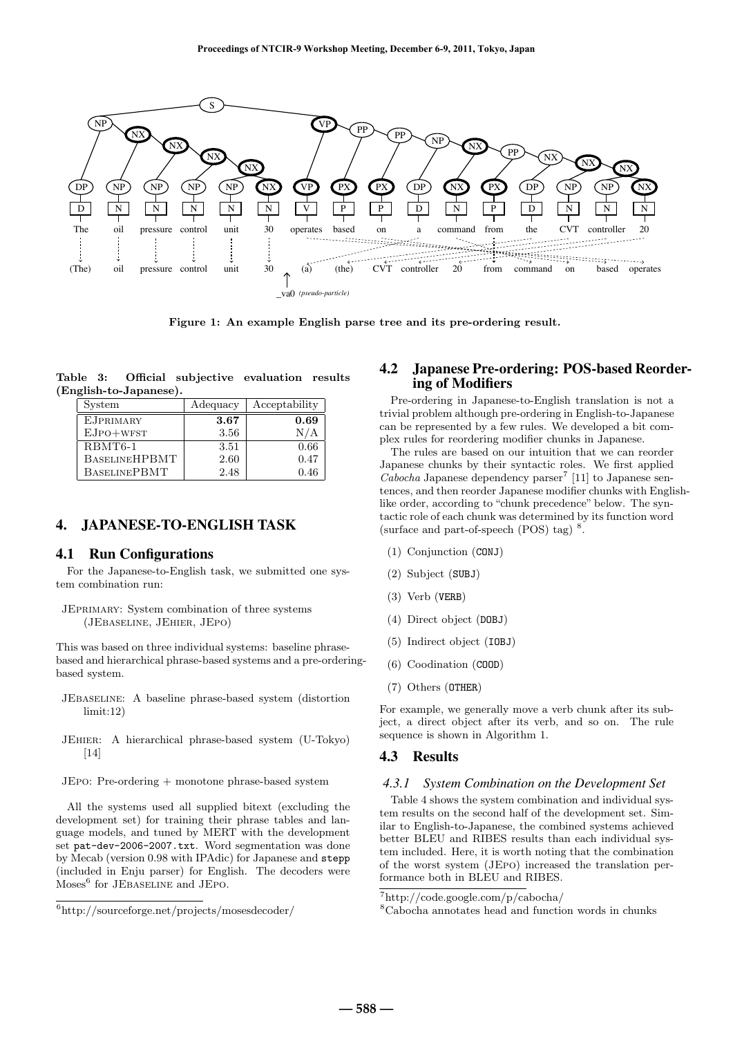Figure 1: An example English parse tree and its pre-ordering result.

Table 3: Official subjective evaluation results (English-to-Japanese).

| System | Adequacy | Acceptability |
|---|---|---|
| EJPRIMARY | **3.67** | **0.69** |
| EJPO+WFST | 3.56 | N/A |
| RBMT6-1 | 3.51 | 0.66 |
| BASELINEHPBMT | 2.60 | 0.47 |
| BASELINEPBMT | 2.48 | 0.46 |

# 4. JAPANESE-TO-ENGLISH TASK

## 4.1 Run Configurations

For the Japanese-to-English task, we submitted one system combination run:

JEPRIMARY: System combination of three systems (JEBASELINE, JEHIER, JEPO)

This was based on three individual systems: baseline phrase-based and hierarchical phrase-based systems and a pre-ordering-based system.

JEBASELINE: A baseline phrase-based system (distortion limit:12)

JEHIER: A hierarchical phrase-based system (U-Tokyo) [14]

JEPO: Pre-ordering + monotone phrase-based system

All the systems used all supplied bitext (excluding the development set) for training their phrase tables and language models, and tuned by MERT with the development set `pat-dev-2006-2007.txt`. Word segmentation was done by Mecab (version 0.98 with IPAdic) for Japanese and `stepp` (included in Enju parser) for English. The decoders were Moses[6] for JEBASELINE and JEPO.

[6] http://sourceforge.net/projects/mosesdecoder/

## 4.2 Japanese Pre-ordering: POS-based Reordering of Modifiers

Pre-ordering in Japanese-to-English translation is not a trivial problem although pre-ordering in English-to-Japanese can be represented by a few rules. We developed a bit complex rules for reordering modifier chunks in Japanese.

The rules are based on our intuition that we can reorder Japanese chunks by their syntactic roles. We first applied *Cabocha* Japanese dependency parser[7] [11] to Japanese sentences, and then reorder Japanese modifier chunks with English-like order, according to "chunk precedence" below. The syntactic role of each chunk was determined by its function word (surface and part-of-speech (POS) tag) [8].

(1) Conjunction (`CONJ`)

(2) Subject (`SUBJ`)

(3) Verb (`VERB`)

(4) Direct object (`DOBJ`)

(5) Indirect object (`IOBJ`)

(6) Coodination (`COOD`)

(7) Others (`OTHER`)

For example, we generally move a verb chunk after its subject, a direct object after its verb, and so on. The rule sequence is shown in Algorithm 1.

## 4.3 Results

### 4.3.1 System Combination on the Development Set

Table 4 shows the system combination and individual system results on the second half of the development set. Similar to English-to-Japanese, the combined systems achieved better BLEU and RIBES results than each individual system included. Here, it is worth noting that the combination of the worst system (JEPO) increased the translation performance both in BLEU and RIBES.

[7] http://code.google.com/p/cabocha/

[8] Cabocha annotates head and function words in chunks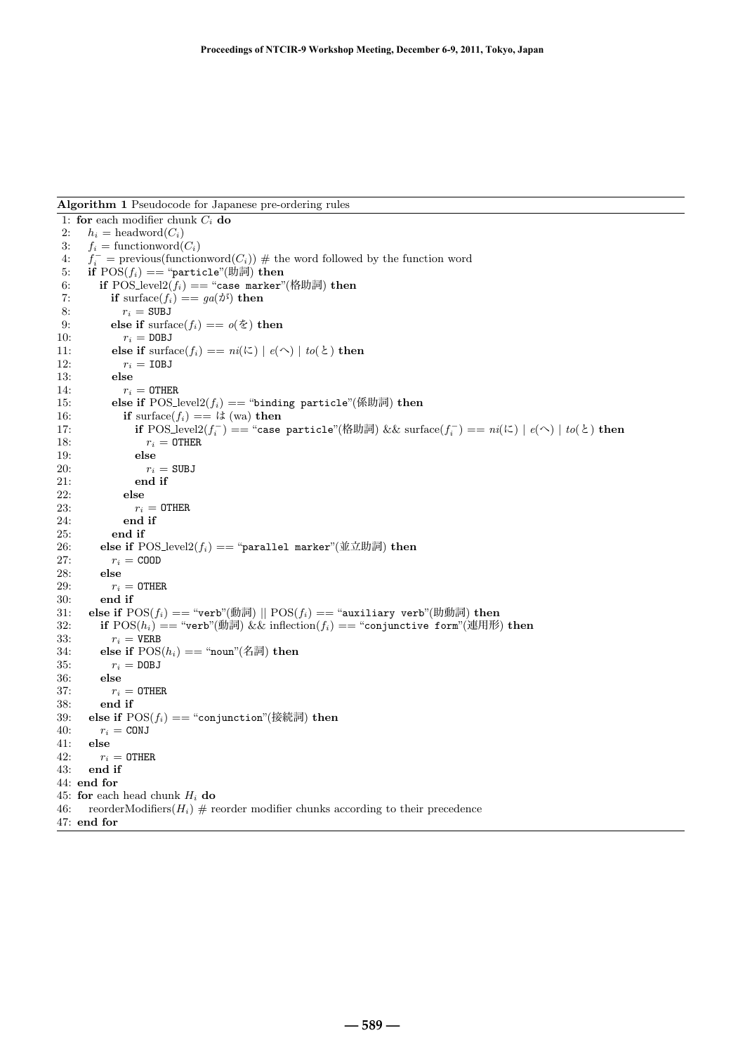**Algorithm 1** Pseudocode for Japanese pre-ordering rules

```
1: for each modifier chunk C_i do
2:   h_i = headword(C_i)
3:   f_i = functionword(C_i)
4:   f_i^- = previous(functionword(C_i)) # the word followed by the function word
5:   if POS(f_i) == "particle"(助詞) then
6:     if POS_level2(f_i) == "case marker"(格助詞) then
7:       if surface(f_i) == ga(が) then
8:         r_i = SUBJ
9:       else if surface(f_i) == o(を) then
10:        r_i = DOBJ
11:      else if surface(f_i) == ni(に) | e(へ) | to(と) then
12:        r_i = IOBJ
13:      else
14:        r_i = OTHER
15:      else if POS_level2(f_i) == "binding particle"(係助詞) then
16:        if surface(f_i) == は (wa) then
17:          if POS_level2(f_i^-) == "case particle"(格助詞) && surface(f_i^-) == ni(に) | e(へ) | to(と) then
18:            r_i = OTHER
19:          else
20:            r_i = SUBJ
21:          end if
22:        else
23:          r_i = OTHER
24:        end if
25:      end if
26:    else if POS_level2(f_i) == "parallel marker"(並立助詞) then
27:      r_i = COOD
28:    else
29:      r_i = OTHER
30:    end if
31:  else if POS(f_i) == "verb"(動詞) || POS(f_i) == "auxiliary verb"(助動詞) then
32:    if POS(h_i) == "verb"(動詞) && inflection(f_i) == "conjunctive form"(連用形) then
33:      r_i = VERB
34:    else if POS(h_i) == "noun"(名詞) then
35:      r_i = DOBJ
36:    else
37:      r_i = OTHER
38:    end if
39:  else if POS(f_i) == "conjunction"(接続詞) then
40:    r_i = CONJ
41:  else
42:    r_i = OTHER
43:  end if
44: end for
45: for each head chunk H_i do
46:   reorderModifiers(H_i) # reorder modifier chunks according to their precedence
47: end for
```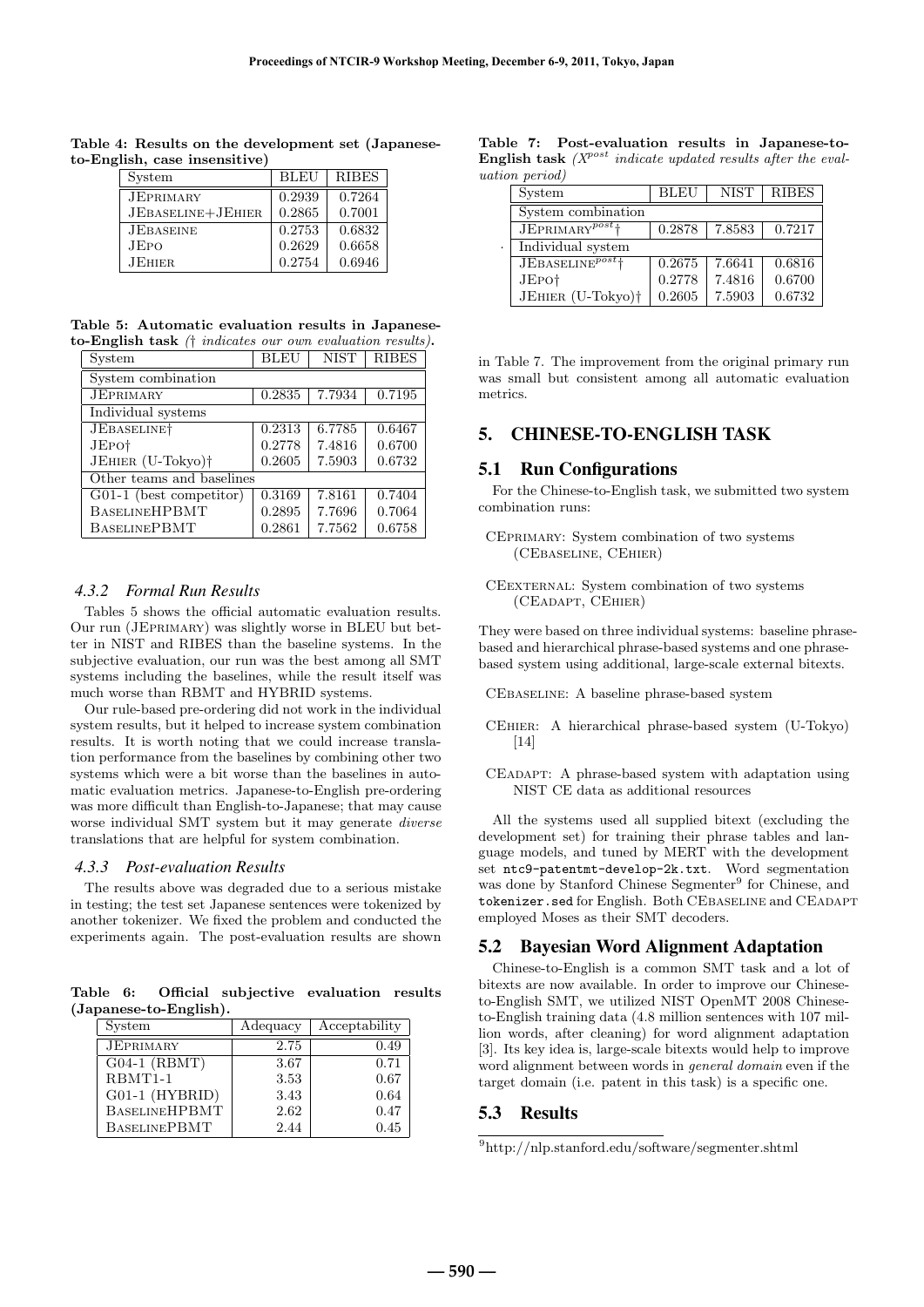**Table 4: Results on the development set (Japanese-to-English, case insensitive)**

| System | BLEU | RIBES |
|---|---|---|
| JEPRIMARY | 0.2939 | 0.7264 |
| JEBASELINE+JEHIER | 0.2865 | 0.7001 |
| JEBASEINE | 0.2753 | 0.6832 |
| JEPO | 0.2629 | 0.6658 |
| JEHIER | 0.2754 | 0.6946 |

**Table 5: Automatic evaluation results in Japanese-to-English task** *(† indicates our own evaluation results)*.

| System | BLEU | NIST | RIBES |
|---|---|---|---|
| System combination | | | |
| JEPRIMARY | 0.2835 | 7.7934 | 0.7195 |
| Individual systems | | | |
| JEBASELINE† | 0.2313 | 6.7785 | 0.6467 |
| JEPO† | 0.2778 | 7.4816 | 0.6700 |
| JEHIER (U-Tokyo)† | 0.2605 | 7.5903 | 0.6732 |
| Other teams and baselines | | | |
| G01-1 (best competitor) | 0.3169 | 7.8161 | 0.7404 |
| BASELINEHPBMT | 0.2895 | 7.7696 | 0.7064 |
| BASELINEPBMT | 0.2861 | 7.7562 | 0.6758 |

#### 4.3.2 Formal Run Results

Tables 5 shows the official automatic evaluation results. Our run (JEPRIMARY) was slightly worse in BLEU but better in NIST and RIBES than the baseline systems. In the subjective evaluation, our run was the best among all SMT systems including the baselines, while the result itself was much worse than RBMT and HYBRID systems.

Our rule-based pre-ordering did not work in the individual system results, but it helped to increase system combination results. It is worth noting that we could increase translation performance from the baselines by combining other two systems which were a bit worse than the baselines in automatic evaluation metrics. Japanese-to-English pre-ordering was more difficult than English-to-Japanese; that may cause worse individual SMT system but it may generate *diverse* translations that are helpful for system combination.

#### 4.3.3 Post-evaluation Results

The results above was degraded due to a serious mistake in testing; the test set Japanese sentences were tokenized by another tokenizer. We fixed the problem and conducted the experiments again. The post-evaluation results are shown in Table 7. The improvement from the original primary run was small but consistent among all automatic evaluation metrics.

**Table 6: Official subjective evaluation results (Japanese-to-English).**

| System | Adequacy | Acceptability |
|---|---|---|
| JEPRIMARY | 2.75 | 0.49 |
| G04-1 (RBMT) | 3.67 | 0.71 |
| RBMT1-1 | 3.53 | 0.67 |
| G01-1 (HYBRID) | 3.43 | 0.64 |
| BASELINEHPBMT | 2.62 | 0.47 |
| BASELINEPBMT | 2.44 | 0.45 |

**Table 7: Post-evaluation results in Japanese-to-English task** *($X^{post}$ indicate updated results after the evaluation period)*

| System | BLEU | NIST | RIBES |
|---|---|---|---|
| System combination | | | |
| JEPRIMARY$^{post}$† | 0.2878 | 7.8583 | 0.7217 |
| Individual system | | | |
| JEBASELINE$^{post}$† | 0.2675 | 7.6641 | 0.6816 |
| JEPO† | 0.2778 | 7.4816 | 0.6700 |
| JEHIER (U-Tokyo)† | 0.2605 | 7.5903 | 0.6732 |

## 5. CHINESE-TO-ENGLISH TASK

### 5.1 Run Configurations

For the Chinese-to-English task, we submitted two system combination runs:

CEPRIMARY: System combination of two systems (CEBASELINE, CEHIER)

CEEXTERNAL: System combination of two systems (CEADAPT, CEHIER)

They were based on three individual systems: baseline phrase-based and hierarchical phrase-based systems and one phrase-based system using additional, large-scale external bitexts.

CEBASELINE: A baseline phrase-based system

CEHIER: A hierarchical phrase-based system (U-Tokyo) [14]

CEADAPT: A phrase-based system with adaptation using NIST CE data as additional resources

All the systems used all supplied bitext (excluding the development set) for training their phrase tables and language models, and tuned by MERT with the development set `ntc9-patentmt-develop-2k.txt`. Word segmentation was done by Stanford Chinese Segmenter[9] for Chinese, and `tokenizer.sed` for English. Both CEBASELINE and CEADAPT employed Moses as their SMT decoders.

### 5.2 Bayesian Word Alignment Adaptation

Chinese-to-English is a common SMT task and a lot of bitexts are now available. In order to improve our Chinese-to-English SMT, we utilized NIST OpenMT 2008 Chinese-to-English training data (4.8 million sentences with 107 million words, after cleaning) for word alignment adaptation [3]. Its key idea is, large-scale bitexts would help to improve word alignment between words in *general domain* even if the target domain (i.e. patent in this task) is a specific one.

### 5.3 Results

[9] http://nlp.stanford.edu/software/segmenter.shtml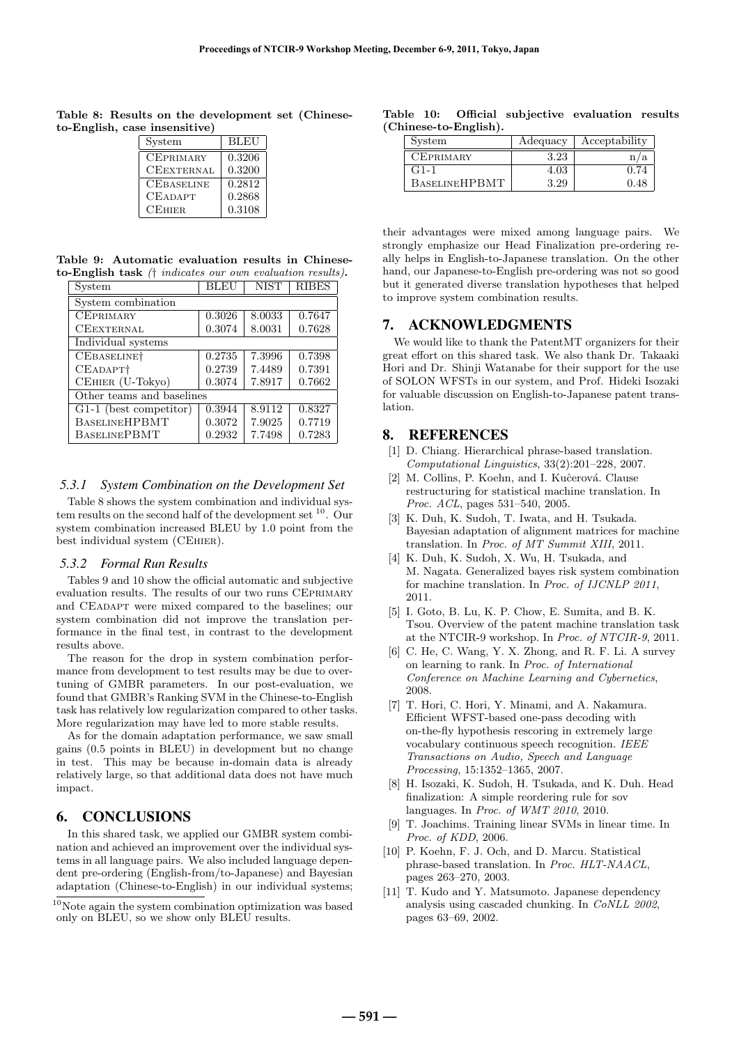**Table 8: Results on the development set (Chinese-to-English, case insensitive)**

| System | BLEU |
|---|---|
| CEPRIMARY | 0.3206 |
| CEEXTERNAL | 0.3200 |
| CEBASELINE | 0.2812 |
| CEADAPT | 0.2868 |
| CEHIER | 0.3108 |

**Table 9: Automatic evaluation results in Chinese-to-English task** *(† indicates our own evaluation results)*.

| System | BLEU | NIST | RIBES |
|---|---|---|---|
| System combination | | | |
| CEPRIMARY | 0.3026 | 8.0033 | 0.7647 |
| CEEXTERNAL | 0.3074 | 8.0031 | 0.7628 |
| Individual systems | | | |
| CEBASELINE† | 0.2735 | 7.3996 | 0.7398 |
| CEADAPT† | 0.2739 | 7.4489 | 0.7391 |
| CEHIER (U-Tokyo) | 0.3074 | 7.8917 | 0.7662 |
| Other teams and baselines | | | |
| G1-1 (best competitor) | 0.3944 | 8.9112 | 0.8327 |
| BASELINEHPBMT | 0.3072 | 7.9025 | 0.7719 |
| BASELINEPBMT | 0.2932 | 7.7498 | 0.7283 |

### 5.3.1 System Combination on the Development Set

Table 8 shows the system combination and individual system results on the second half of the development set [10]. Our system combination increased BLEU by 1.0 point from the best individual system (CEHIER).

### 5.3.2 Formal Run Results

Tables 9 and 10 show the official automatic and subjective evaluation results. The results of our two runs CEPRIMARY and CEADAPT were mixed compared to the baselines; our system combination did not improve the translation performance in the final test, in contrast to the development results above.

The reason for the drop in system combination performance from development to test results may be due to overtuning of GMBR parameters. In our post-evaluation, we found that GMBR's Ranking SVM in the Chinese-to-English task has relatively low regularization compared to other tasks. More regularization may have led to more stable results.

As for the domain adaptation performance, we saw small gains (0.5 points in BLEU) in development but no change in test. This may be because in-domain data is already relatively large, so that additional data does not have much impact.

## 6. CONCLUSIONS

In this shared task, we applied our GMBR system combination and achieved an improvement over the individual systems in all language pairs. We also included language dependent pre-ordering (English-from/to-Japanese) and Bayesian adaptation (Chinese-to-English) in our individual systems; their advantages were mixed among language pairs. We strongly emphasize our Head Finalization pre-ordering really helps in English-to-Japanese translation. On the other hand, our Japanese-to-English pre-ordering was not so good but it generated diverse translation hypotheses that helped to improve system combination results.

[10] Note again the system combination optimization was based only on BLEU, so we show only BLEU results.

**Table 10: Official subjective evaluation results (Chinese-to-English).**

| System | Adequacy | Acceptability |
|---|---|---|
| CEPRIMARY | 3.23 | n/a |
| G1-1 | 4.03 | 0.74 |
| BASELINEHPBMT | 3.29 | 0.48 |

## 7. ACKNOWLEDGMENTS

We would like to thank the PatentMT organizers for their great effort on this shared task. We also thank Dr. Takaaki Hori and Dr. Shinji Watanabe for their support for the use of SOLON WFSTs in our system, and Prof. Hideki Isozaki for valuable discussion on English-to-Japanese patent translation.

## 8. REFERENCES

[1] D. Chiang. Hierarchical phrase-based translation. *Computational Linguistics*, 33(2):201–228, 2007.

[2] M. Collins, P. Koehn, and I. Kuĉerová. Clause restructuring for statistical machine translation. In *Proc. ACL*, pages 531–540, 2005.

[3] K. Duh, K. Sudoh, T. Iwata, and H. Tsukada. Bayesian adaptation of alignment matrices for machine translation. In *Proc. of MT Summit XIII*, 2011.

[4] K. Duh, K. Sudoh, X. Wu, H. Tsukada, and M. Nagata. Generalized bayes risk system combination for machine translation. In *Proc. of IJCNLP 2011*, 2011.

[5] I. Goto, B. Lu, K. P. Chow, E. Sumita, and B. K. Tsou. Overview of the patent machine translation task at the NTCIR-9 workshop. In *Proc. of NTCIR-9*, 2011.

[6] C. He, C. Wang, Y. X. Zhong, and R. F. Li. A survey on learning to rank. In *Proc. of International Conference on Machine Learning and Cybernetics*, 2008.

[7] T. Hori, C. Hori, Y. Minami, and A. Nakamura. Efficient WFST-based one-pass decoding with on-the-fly hypothesis rescoring in extremely large vocabulary continuous speech recognition. *IEEE Transactions on Audio, Speech and Language Processing*, 15:1352–1365, 2007.

[8] H. Isozaki, K. Sudoh, H. Tsukada, and K. Duh. Head finalization: A simple reordering rule for sov languages. In *Proc. of WMT 2010*, 2010.

[9] T. Joachims. Training linear SVMs in linear time. In *Proc. of KDD*, 2006.

[10] P. Koehn, F. J. Och, and D. Marcu. Statistical phrase-based translation. In *Proc. HLT-NAACL*, pages 263–270, 2003.

[11] T. Kudo and Y. Matsumoto. Japanese dependency analysis using cascaded chunking. In *CoNLL 2002*, pages 63–69, 2002.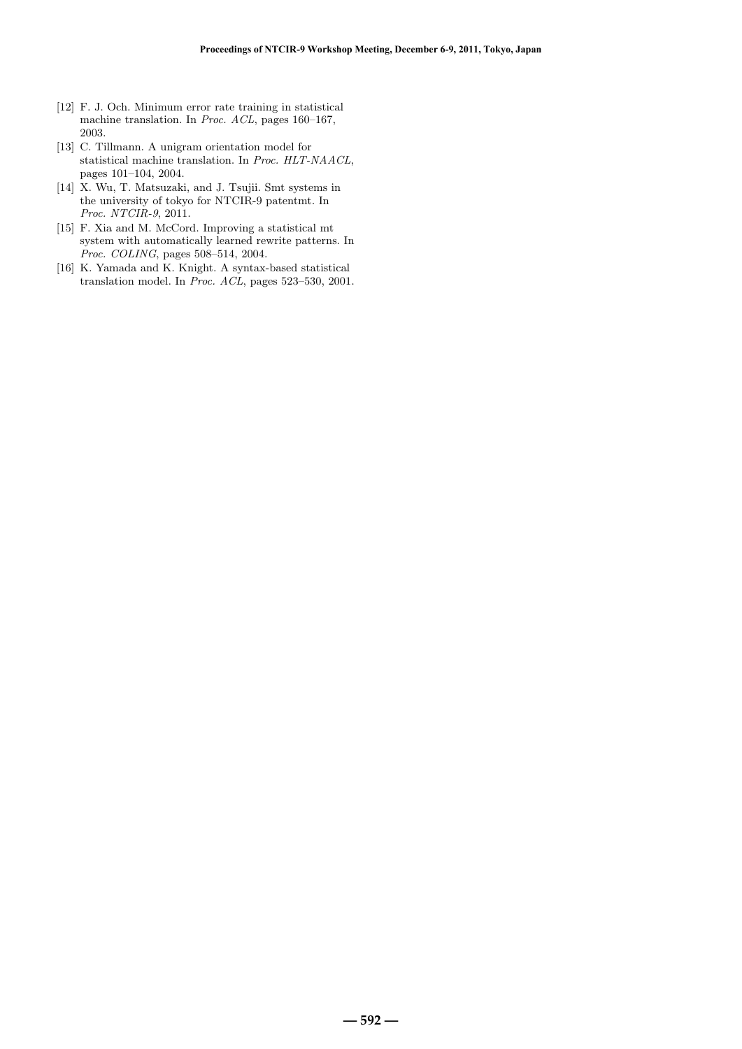[12] F. J. Och. Minimum error rate training in statistical machine translation. In *Proc. ACL*, pages 160–167, 2003.

[13] C. Tillmann. A unigram orientation model for statistical machine translation. In *Proc. HLT-NAACL*, pages 101–104, 2004.

[14] X. Wu, T. Matsuzaki, and J. Tsujii. Smt systems in the university of tokyo for NTCIR-9 patentmt. In *Proc. NTCIR-9*, 2011.

[15] F. Xia and M. McCord. Improving a statistical mt system with automatically learned rewrite patterns. In *Proc. COLING*, pages 508–514, 2004.

[16] K. Yamada and K. Knight. A syntax-based statistical translation model. In *Proc. ACL*, pages 523–530, 2001.